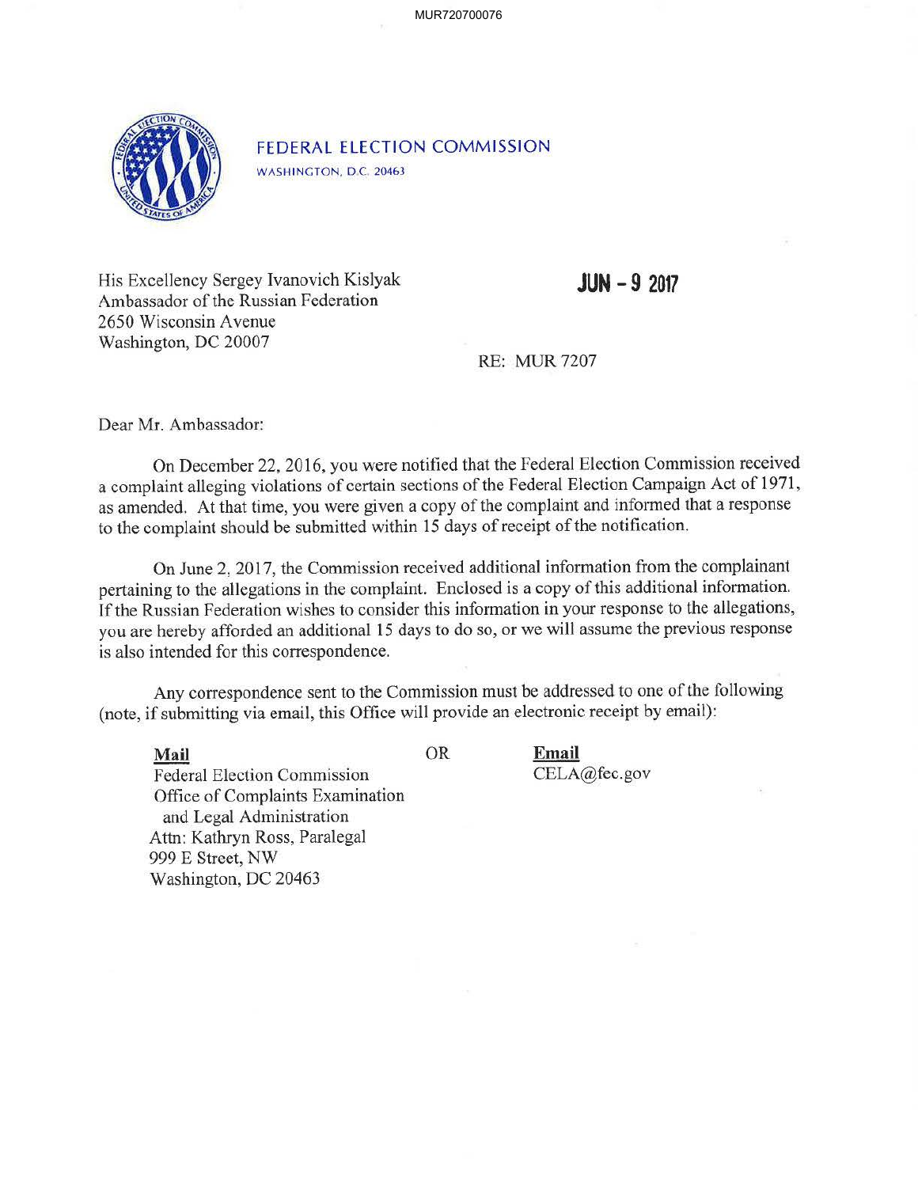# FEDERAL ELECTION COMMISSION

WASHINGTON, D.C. 20463

His Excellency Sergey Ivanovich Kislyak
Ambassador of the Russian Federation
2650 Wisconsin Avenue
Washington, DC 20007

**JUN - 9 2017**

RE: MUR 7207

Dear Mr. Ambassador:

On December 22, 2016, you were notified that the Federal Election Commission received a complaint alleging violations of certain sections of the Federal Election Campaign Act of 1971, as amended. At that time, you were given a copy of the complaint and informed that a response to the complaint should be submitted within 15 days of receipt of the notification.

On June 2, 2017, the Commission received additional information from the complainant pertaining to the allegations in the complaint. Enclosed is a copy of this additional information. If the Russian Federation wishes to consider this information in your response to the allegations, you are hereby afforded an additional 15 days to do so, or we will assume the previous response is also intended for this correspondence.

Any correspondence sent to the Commission must be addressed to one of the following (note, if submitting via email, this Office will provide an electronic receipt by email):

**Mail**
Federal Election Commission
Office of Complaints Examination
and Legal Administration
Attn: Kathryn Ross, Paralegal
999 E Street, NW
Washington, DC 20463

OR

**Email**
CELA@fec.gov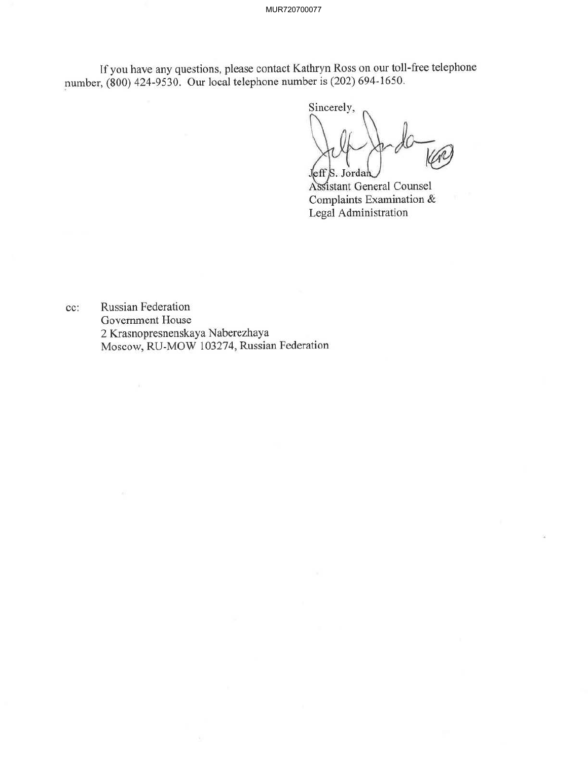If you have any questions, please contact Kathryn Ross on our toll-free telephone number, (800) 424-9530. Our local telephone number is (202) 694-1650.

Sincerely,

Jeff S. Jordan
Assistant General Counsel
Complaints Examination &
Legal Administration

cc: Russian Federation
Government House
2 Krasnopresnenskaya Naberezhaya
Moscow, RU-MOW 103274, Russian Federation